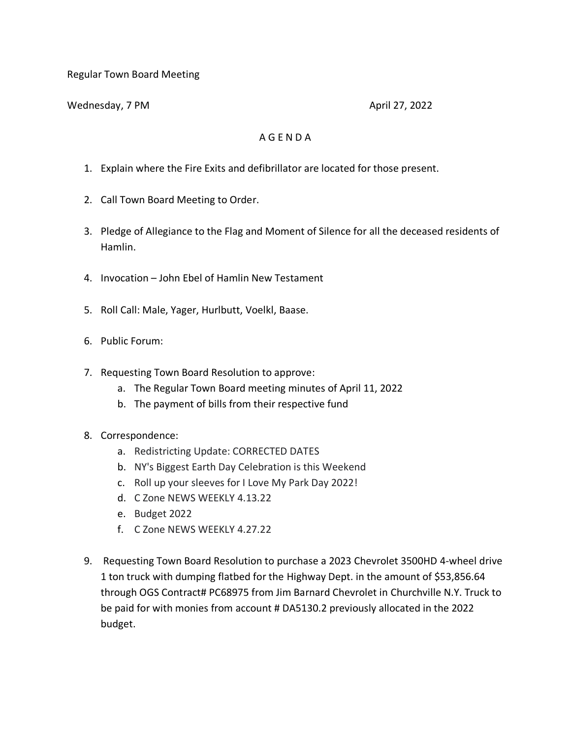Regular Town Board Meeting

Wednesday, 7 PM April 27, 2022

# A G E N D A

1. Explain where the Fire Exits and defibrillator are located for those present.

2. Call Town Board Meeting to Order.

3. Pledge of Allegiance to the Flag and Moment of Silence for all the deceased residents of Hamlin.

4. Invocation – John Ebel of Hamlin New Testament

5. Roll Call: Male, Yager, Hurlbutt, Voelkl, Baase.

6. Public Forum:

7. Requesting Town Board Resolution to approve:
   a. The Regular Town Board meeting minutes of April 11, 2022
   b. The payment of bills from their respective fund

8. Correspondence:
   a. Redistricting Update: CORRECTED DATES
   b. NY's Biggest Earth Day Celebration is this Weekend
   c. Roll up your sleeves for I Love My Park Day 2022!
   d. C Zone NEWS WEEKLY 4.13.22
   e. Budget 2022
   f. C Zone NEWS WEEKLY 4.27.22

9. Requesting Town Board Resolution to purchase a 2023 Chevrolet 3500HD 4-wheel drive 1 ton truck with dumping flatbed for the Highway Dept. in the amount of $53,856.64 through OGS Contract# PC68975 from Jim Barnard Chevrolet in Churchville N.Y. Truck to be paid for with monies from account # DA5130.2 previously allocated in the 2022 budget.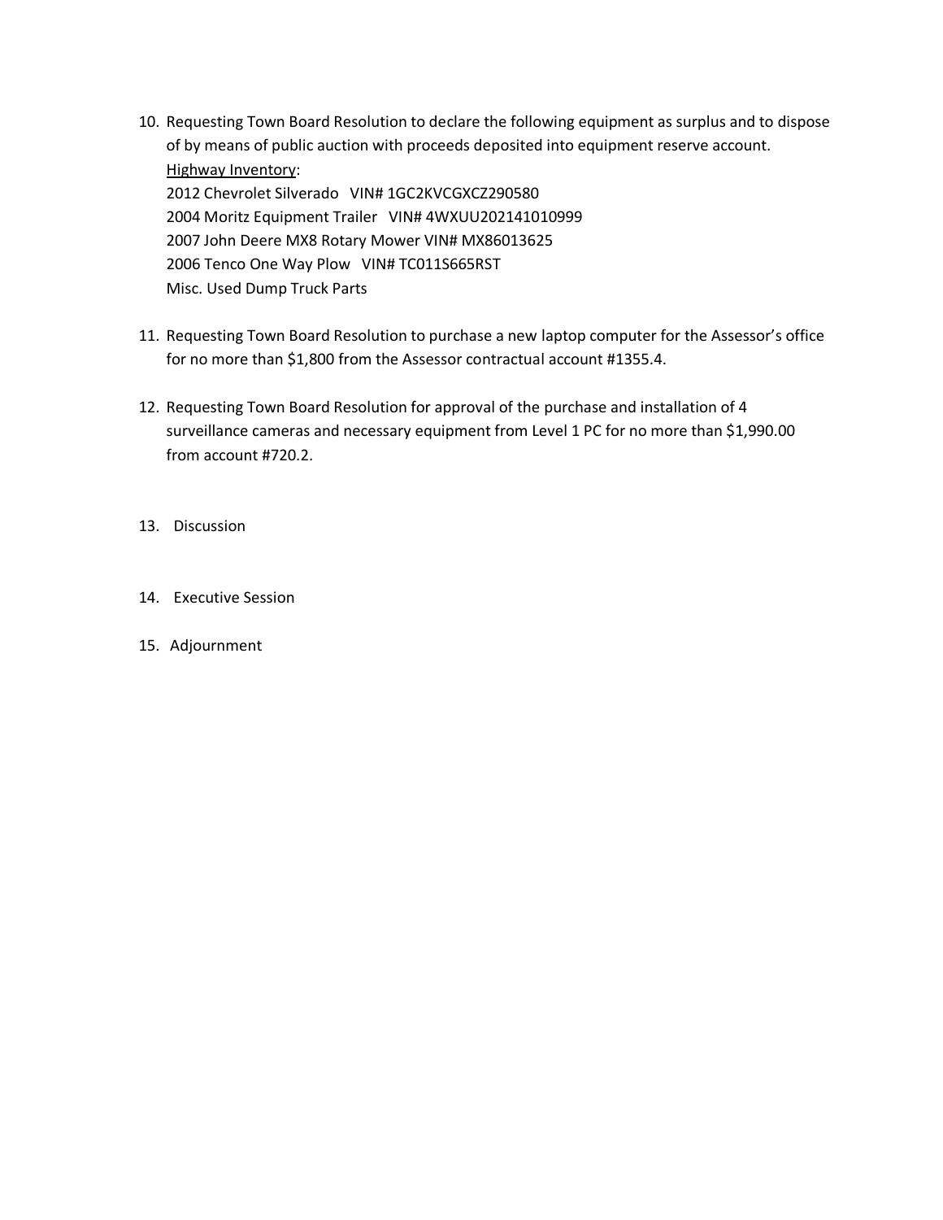10. Requesting Town Board Resolution to declare the following equipment as surplus and to dispose of by means of public auction with proceeds deposited into equipment reserve account.
    <u>Highway Inventory</u>:
    2012 Chevrolet Silverado VIN# 1GC2KVCGXCZ290580
    2004 Moritz Equipment Trailer VIN# 4WXUU202141010999
    2007 John Deere MX8 Rotary Mower VIN# MX86013625
    2006 Tenco One Way Plow VIN# TC011S665RST
    Misc. Used Dump Truck Parts

11. Requesting Town Board Resolution to purchase a new laptop computer for the Assessor's office for no more than $1,800 from the Assessor contractual account #1355.4.

12. Requesting Town Board Resolution for approval of the purchase and installation of 4 surveillance cameras and necessary equipment from Level 1 PC for no more than $1,990.00 from account #720.2.

13. Discussion

14. Executive Session

15. Adjournment